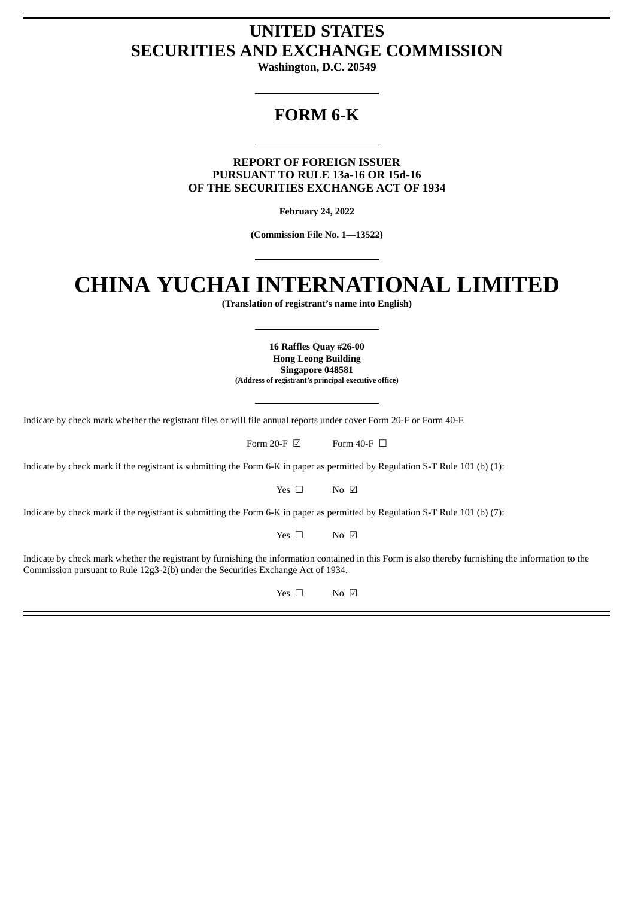# UNITED STATES
# SECURITIES AND EXCHANGE COMMISSION

**Washington, D.C. 20549**

---

## FORM 6-K

---

**REPORT OF FOREIGN ISSUER**
**PURSUANT TO RULE 13a-16 OR 15d-16**
**OF THE SECURITIES EXCHANGE ACT OF 1934**

**February 24, 2022**

**(Commission File No. 1—13522)**

---

# CHINA YUCHAI INTERNATIONAL LIMITED

**(Translation of registrant's name into English)**

---

**16 Raffles Quay #26-00**
**Hong Leong Building**
**Singapore 048581**
**(Address of registrant's principal executive office)**

---

Indicate by check mark whether the registrant files or will file annual reports under cover Form 20-F or Form 40-F.

Form 20-F ☑ Form 40-F ☐

Indicate by check mark if the registrant is submitting the Form 6-K in paper as permitted by Regulation S-T Rule 101 (b) (1):

Yes ☐ No ☑

Indicate by check mark if the registrant is submitting the Form 6-K in paper as permitted by Regulation S-T Rule 101 (b) (7):

Yes ☐ No ☑

Indicate by check mark whether the registrant by furnishing the information contained in this Form is also thereby furnishing the information to the Commission pursuant to Rule 12g3-2(b) under the Securities Exchange Act of 1934.

Yes ☐ No ☑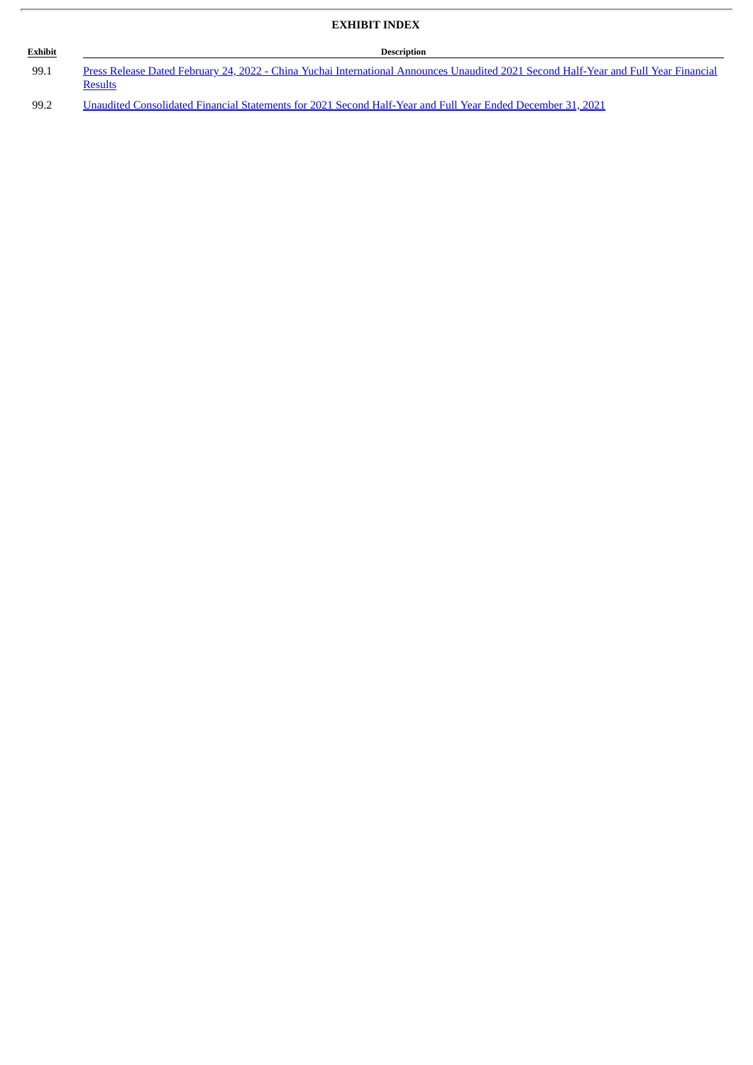## EXHIBIT INDEX

| Exhibit | Description |
|---|---|
| 99.1 | Press Release Dated February 24, 2022 - China Yuchai International Announces Unaudited 2021 Second Half-Year and Full Year Financial Results |
| 99.2 | Unaudited Consolidated Financial Statements for 2021 Second Half-Year and Full Year Ended December 31, 2021 |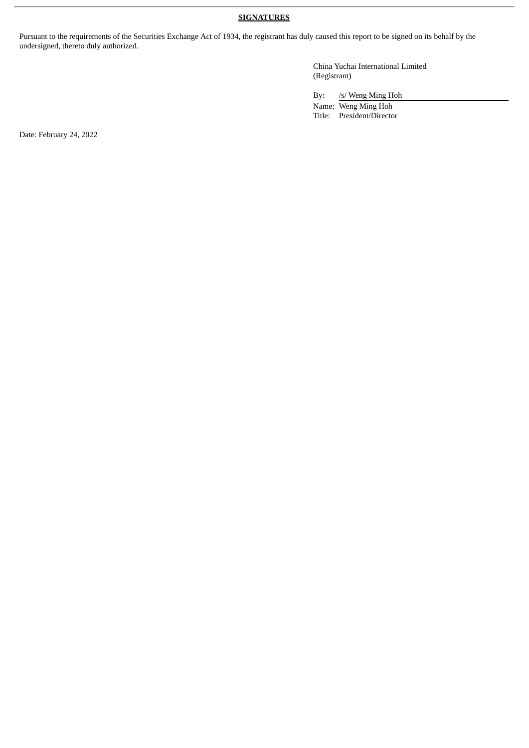**SIGNATURES**

Pursuant to the requirements of the Securities Exchange Act of 1934, the registrant has duly caused this report to be signed on its behalf by the undersigned, thereto duly authorized.

China Yuchai International Limited
(Registrant)

By: /s/ Weng Ming Hoh
Name: Weng Ming Hoh
Title: President/Director

Date: February 24, 2022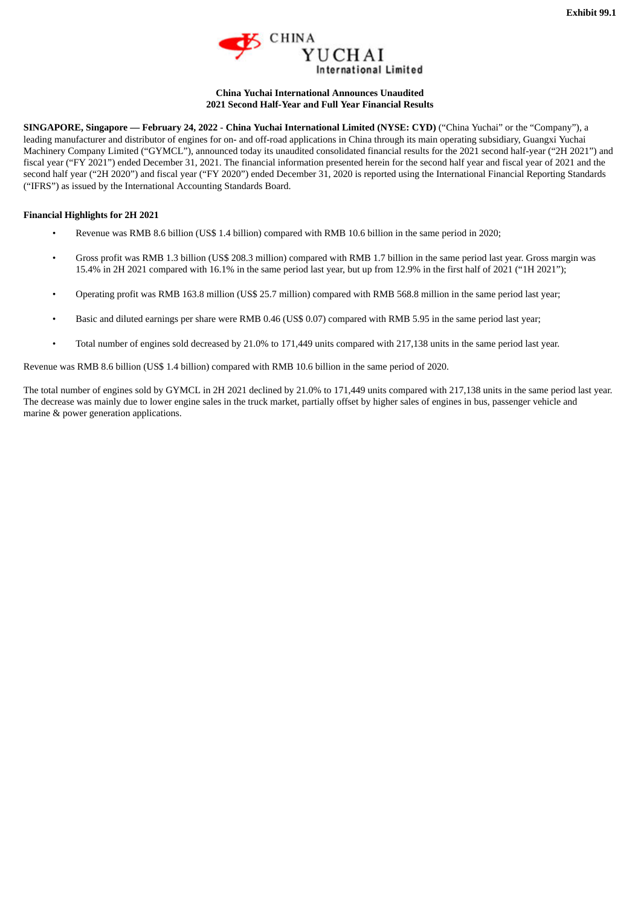Exhibit 99.1

CHINA YUCHAI International Limited

**China Yuchai International Announces Unaudited**
**2021 Second Half-Year and Full Year Financial Results**

**SINGAPORE, Singapore — February 24, 2022 - China Yuchai International Limited (NYSE: CYD)** ("China Yuchai" or the "Company"), a leading manufacturer and distributor of engines for on- and off-road applications in China through its main operating subsidiary, Guangxi Yuchai Machinery Company Limited ("GYMCL"), announced today its unaudited consolidated financial results for the 2021 second half-year ("2H 2021") and fiscal year ("FY 2021") ended December 31, 2021. The financial information presented herein for the second half year and fiscal year of 2021 and the second half year ("2H 2020") and fiscal year ("FY 2020") ended December 31, 2020 is reported using the International Financial Reporting Standards ("IFRS") as issued by the International Accounting Standards Board.

**Financial Highlights for 2H 2021**

- Revenue was RMB 8.6 billion (US$ 1.4 billion) compared with RMB 10.6 billion in the same period in 2020;
- Gross profit was RMB 1.3 billion (US$ 208.3 million) compared with RMB 1.7 billion in the same period last year. Gross margin was 15.4% in 2H 2021 compared with 16.1% in the same period last year, but up from 12.9% in the first half of 2021 ("1H 2021");
- Operating profit was RMB 163.8 million (US$ 25.7 million) compared with RMB 568.8 million in the same period last year;
- Basic and diluted earnings per share were RMB 0.46 (US$ 0.07) compared with RMB 5.95 in the same period last year;
- Total number of engines sold decreased by 21.0% to 171,449 units compared with 217,138 units in the same period last year.

Revenue was RMB 8.6 billion (US$ 1.4 billion) compared with RMB 10.6 billion in the same period of 2020.

The total number of engines sold by GYMCL in 2H 2021 declined by 21.0% to 171,449 units compared with 217,138 units in the same period last year. The decrease was mainly due to lower engine sales in the truck market, partially offset by higher sales of engines in bus, passenger vehicle and marine & power generation applications.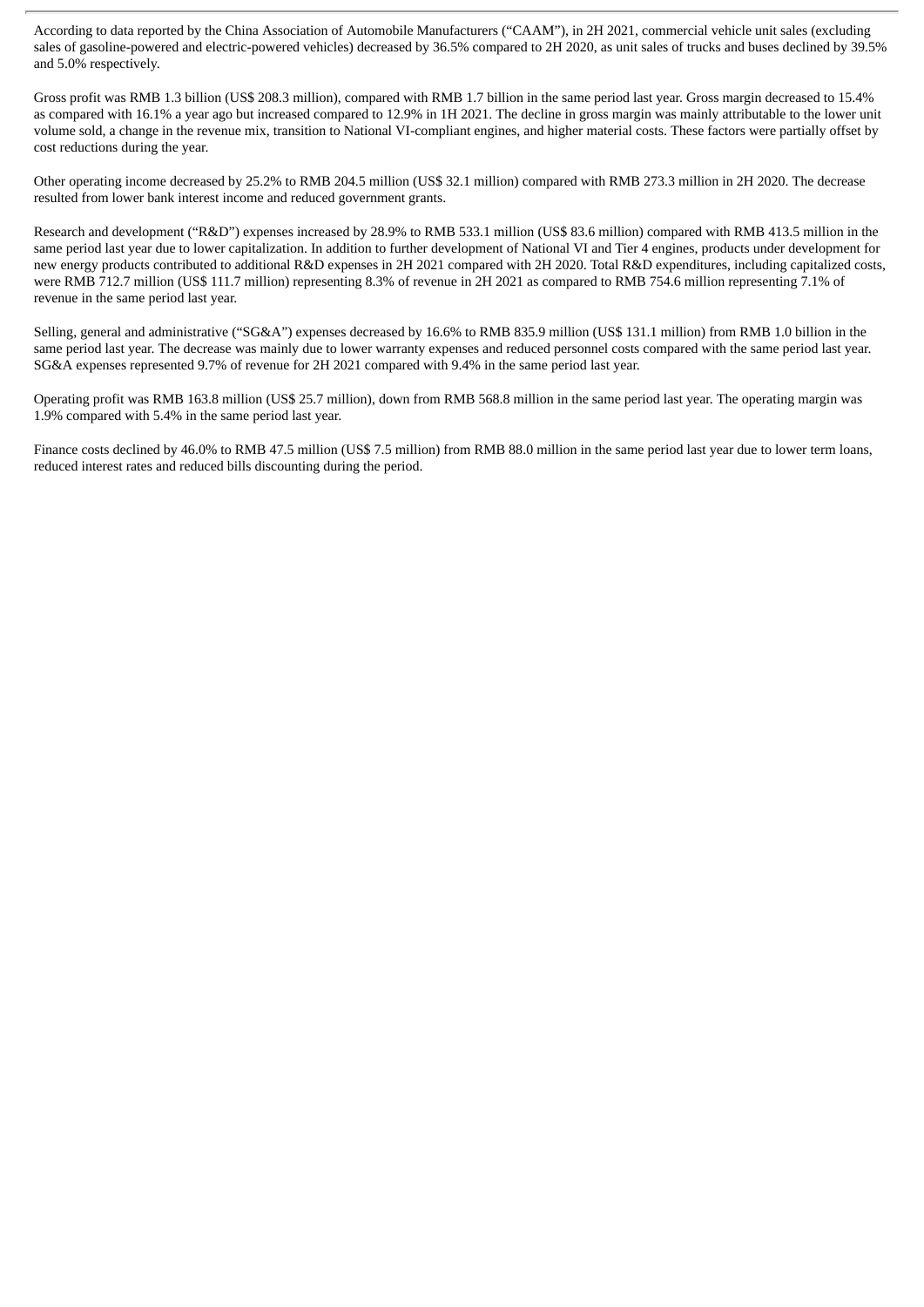According to data reported by the China Association of Automobile Manufacturers ("CAAM"), in 2H 2021, commercial vehicle unit sales (excluding sales of gasoline-powered and electric-powered vehicles) decreased by 36.5% compared to 2H 2020, as unit sales of trucks and buses declined by 39.5% and 5.0% respectively.

Gross profit was RMB 1.3 billion (US$ 208.3 million), compared with RMB 1.7 billion in the same period last year. Gross margin decreased to 15.4% as compared with 16.1% a year ago but increased compared to 12.9% in 1H 2021. The decline in gross margin was mainly attributable to the lower unit volume sold, a change in the revenue mix, transition to National VI-compliant engines, and higher material costs. These factors were partially offset by cost reductions during the year.

Other operating income decreased by 25.2% to RMB 204.5 million (US$ 32.1 million) compared with RMB 273.3 million in 2H 2020. The decrease resulted from lower bank interest income and reduced government grants.

Research and development ("R&D") expenses increased by 28.9% to RMB 533.1 million (US$ 83.6 million) compared with RMB 413.5 million in the same period last year due to lower capitalization. In addition to further development of National VI and Tier 4 engines, products under development for new energy products contributed to additional R&D expenses in 2H 2021 compared with 2H 2020. Total R&D expenditures, including capitalized costs, were RMB 712.7 million (US$ 111.7 million) representing 8.3% of revenue in 2H 2021 as compared to RMB 754.6 million representing 7.1% of revenue in the same period last year.

Selling, general and administrative ("SG&A") expenses decreased by 16.6% to RMB 835.9 million (US$ 131.1 million) from RMB 1.0 billion in the same period last year. The decrease was mainly due to lower warranty expenses and reduced personnel costs compared with the same period last year. SG&A expenses represented 9.7% of revenue for 2H 2021 compared with 9.4% in the same period last year.

Operating profit was RMB 163.8 million (US$ 25.7 million), down from RMB 568.8 million in the same period last year. The operating margin was 1.9% compared with 5.4% in the same period last year.

Finance costs declined by 46.0% to RMB 47.5 million (US$ 7.5 million) from RMB 88.0 million in the same period last year due to lower term loans, reduced interest rates and reduced bills discounting during the period.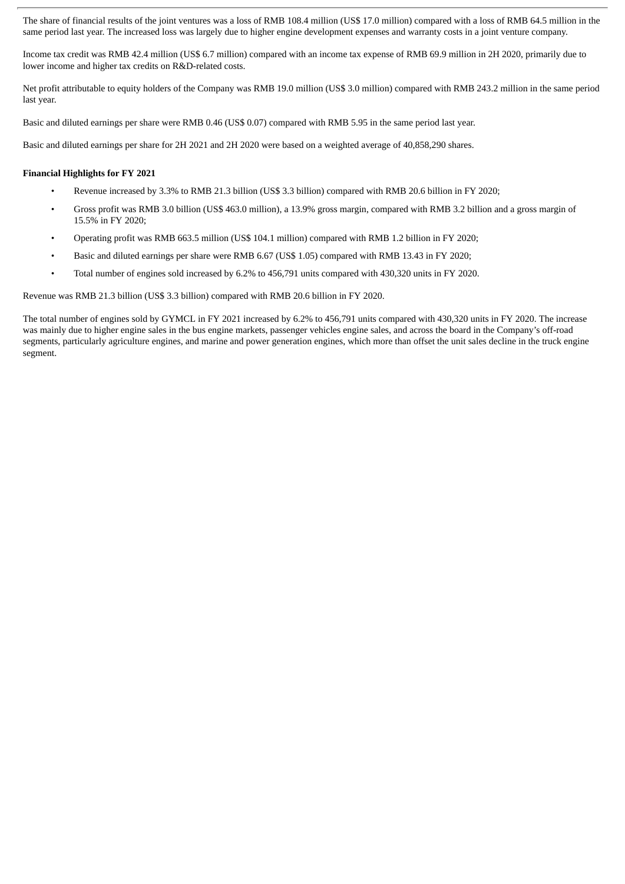The share of financial results of the joint ventures was a loss of RMB 108.4 million (US$ 17.0 million) compared with a loss of RMB 64.5 million in the same period last year. The increased loss was largely due to higher engine development expenses and warranty costs in a joint venture company.

Income tax credit was RMB 42.4 million (US$ 6.7 million) compared with an income tax expense of RMB 69.9 million in 2H 2020, primarily due to lower income and higher tax credits on R&D-related costs.

Net profit attributable to equity holders of the Company was RMB 19.0 million (US$ 3.0 million) compared with RMB 243.2 million in the same period last year.

Basic and diluted earnings per share were RMB 0.46 (US$ 0.07) compared with RMB 5.95 in the same period last year.

Basic and diluted earnings per share for 2H 2021 and 2H 2020 were based on a weighted average of 40,858,290 shares.

**Financial Highlights for FY 2021**

- Revenue increased by 3.3% to RMB 21.3 billion (US$ 3.3 billion) compared with RMB 20.6 billion in FY 2020;
- Gross profit was RMB 3.0 billion (US$ 463.0 million), a 13.9% gross margin, compared with RMB 3.2 billion and a gross margin of 15.5% in FY 2020;
- Operating profit was RMB 663.5 million (US$ 104.1 million) compared with RMB 1.2 billion in FY 2020;
- Basic and diluted earnings per share were RMB 6.67 (US$ 1.05) compared with RMB 13.43 in FY 2020;
- Total number of engines sold increased by 6.2% to 456,791 units compared with 430,320 units in FY 2020.

Revenue was RMB 21.3 billion (US$ 3.3 billion) compared with RMB 20.6 billion in FY 2020.

The total number of engines sold by GYMCL in FY 2021 increased by 6.2% to 456,791 units compared with 430,320 units in FY 2020. The increase was mainly due to higher engine sales in the bus engine markets, passenger vehicles engine sales, and across the board in the Company's off-road segments, particularly agriculture engines, and marine and power generation engines, which more than offset the unit sales decline in the truck engine segment.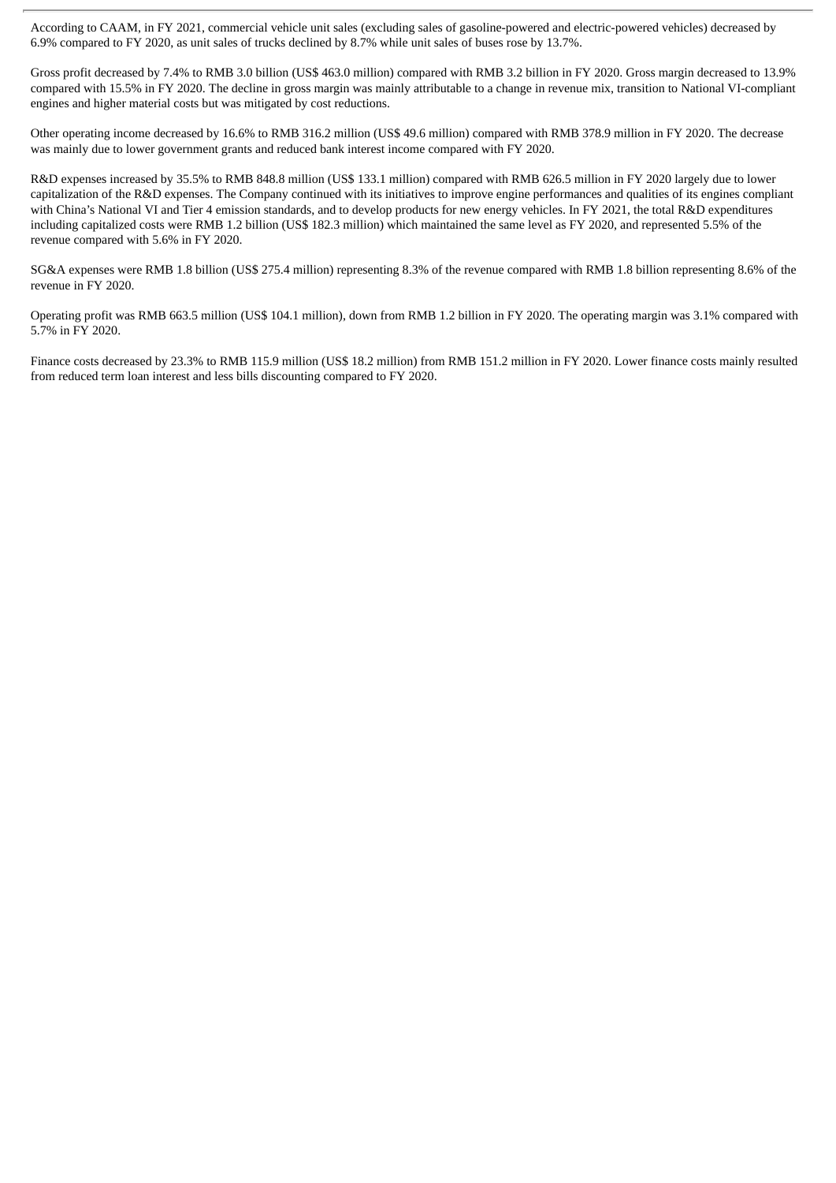According to CAAM, in FY 2021, commercial vehicle unit sales (excluding sales of gasoline-powered and electric-powered vehicles) decreased by 6.9% compared to FY 2020, as unit sales of trucks declined by 8.7% while unit sales of buses rose by 13.7%.

Gross profit decreased by 7.4% to RMB 3.0 billion (US$ 463.0 million) compared with RMB 3.2 billion in FY 2020. Gross margin decreased to 13.9% compared with 15.5% in FY 2020. The decline in gross margin was mainly attributable to a change in revenue mix, transition to National VI-compliant engines and higher material costs but was mitigated by cost reductions.

Other operating income decreased by 16.6% to RMB 316.2 million (US$ 49.6 million) compared with RMB 378.9 million in FY 2020. The decrease was mainly due to lower government grants and reduced bank interest income compared with FY 2020.

R&D expenses increased by 35.5% to RMB 848.8 million (US$ 133.1 million) compared with RMB 626.5 million in FY 2020 largely due to lower capitalization of the R&D expenses. The Company continued with its initiatives to improve engine performances and qualities of its engines compliant with China's National VI and Tier 4 emission standards, and to develop products for new energy vehicles. In FY 2021, the total R&D expenditures including capitalized costs were RMB 1.2 billion (US$ 182.3 million) which maintained the same level as FY 2020, and represented 5.5% of the revenue compared with 5.6% in FY 2020.

SG&A expenses were RMB 1.8 billion (US$ 275.4 million) representing 8.3% of the revenue compared with RMB 1.8 billion representing 8.6% of the revenue in FY 2020.

Operating profit was RMB 663.5 million (US$ 104.1 million), down from RMB 1.2 billion in FY 2020. The operating margin was 3.1% compared with 5.7% in FY 2020.

Finance costs decreased by 23.3% to RMB 115.9 million (US$ 18.2 million) from RMB 151.2 million in FY 2020. Lower finance costs mainly resulted from reduced term loan interest and less bills discounting compared to FY 2020.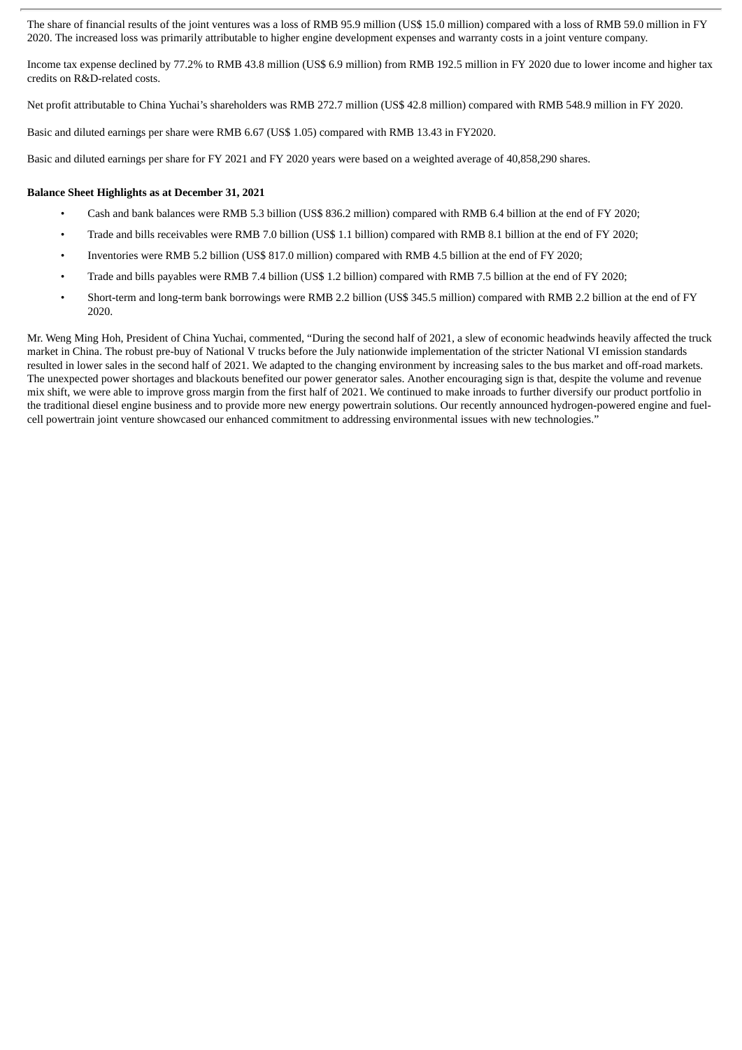The share of financial results of the joint ventures was a loss of RMB 95.9 million (US$ 15.0 million) compared with a loss of RMB 59.0 million in FY 2020. The increased loss was primarily attributable to higher engine development expenses and warranty costs in a joint venture company.

Income tax expense declined by 77.2% to RMB 43.8 million (US$ 6.9 million) from RMB 192.5 million in FY 2020 due to lower income and higher tax credits on R&D-related costs.

Net profit attributable to China Yuchai's shareholders was RMB 272.7 million (US$ 42.8 million) compared with RMB 548.9 million in FY 2020.

Basic and diluted earnings per share were RMB 6.67 (US$ 1.05) compared with RMB 13.43 in FY2020.

Basic and diluted earnings per share for FY 2021 and FY 2020 years were based on a weighted average of 40,858,290 shares.

**Balance Sheet Highlights as at December 31, 2021**

- Cash and bank balances were RMB 5.3 billion (US$ 836.2 million) compared with RMB 6.4 billion at the end of FY 2020;
- Trade and bills receivables were RMB 7.0 billion (US$ 1.1 billion) compared with RMB 8.1 billion at the end of FY 2020;
- Inventories were RMB 5.2 billion (US$ 817.0 million) compared with RMB 4.5 billion at the end of FY 2020;
- Trade and bills payables were RMB 7.4 billion (US$ 1.2 billion) compared with RMB 7.5 billion at the end of FY 2020;
- Short-term and long-term bank borrowings were RMB 2.2 billion (US$ 345.5 million) compared with RMB 2.2 billion at the end of FY 2020.

Mr. Weng Ming Hoh, President of China Yuchai, commented, "During the second half of 2021, a slew of economic headwinds heavily affected the truck market in China. The robust pre-buy of National V trucks before the July nationwide implementation of the stricter National VI emission standards resulted in lower sales in the second half of 2021. We adapted to the changing environment by increasing sales to the bus market and off-road markets. The unexpected power shortages and blackouts benefited our power generator sales. Another encouraging sign is that, despite the volume and revenue mix shift, we were able to improve gross margin from the first half of 2021. We continued to make inroads to further diversify our product portfolio in the traditional diesel engine business and to provide more new energy powertrain solutions. Our recently announced hydrogen-powered engine and fuel-cell powertrain joint venture showcased our enhanced commitment to addressing environmental issues with new technologies."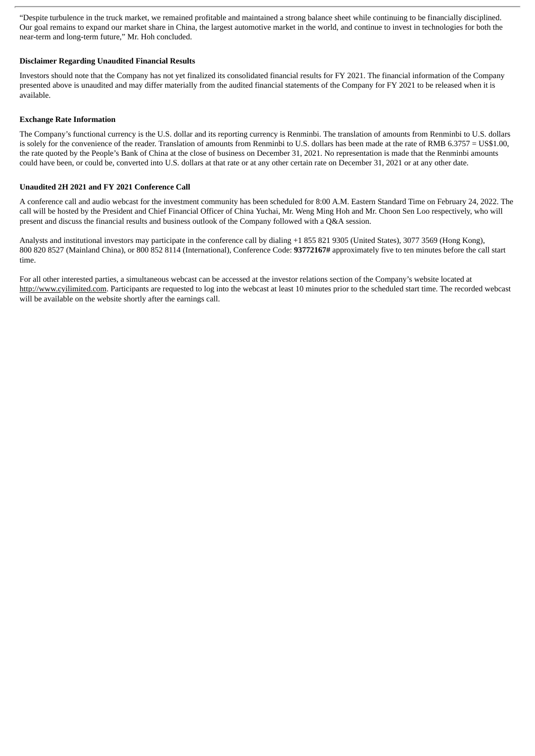"Despite turbulence in the truck market, we remained profitable and maintained a strong balance sheet while continuing to be financially disciplined. Our goal remains to expand our market share in China, the largest automotive market in the world, and continue to invest in technologies for both the near-term and long-term future," Mr. Hoh concluded.

**Disclaimer Regarding Unaudited Financial Results**

Investors should note that the Company has not yet finalized its consolidated financial results for FY 2021. The financial information of the Company presented above is unaudited and may differ materially from the audited financial statements of the Company for FY 2021 to be released when it is available.

**Exchange Rate Information**

The Company's functional currency is the U.S. dollar and its reporting currency is Renminbi. The translation of amounts from Renminbi to U.S. dollars is solely for the convenience of the reader. Translation of amounts from Renminbi to U.S. dollars has been made at the rate of RMB 6.3757 = US$1.00, the rate quoted by the People's Bank of China at the close of business on December 31, 2021. No representation is made that the Renminbi amounts could have been, or could be, converted into U.S. dollars at that rate or at any other certain rate on December 31, 2021 or at any other date.

**Unaudited 2H 2021 and FY 2021 Conference Call**

A conference call and audio webcast for the investment community has been scheduled for 8:00 A.M. Eastern Standard Time on February 24, 2022. The call will be hosted by the President and Chief Financial Officer of China Yuchai, Mr. Weng Ming Hoh and Mr. Choon Sen Loo respectively, who will present and discuss the financial results and business outlook of the Company followed with a Q&A session.

Analysts and institutional investors may participate in the conference call by dialing +1 855 821 9305 (United States), 3077 3569 (Hong Kong), 800 820 8527 (Mainland China), or 800 852 8114 (International), Conference Code: **93772167#** approximately five to ten minutes before the call start time.

For all other interested parties, a simultaneous webcast can be accessed at the investor relations section of the Company's website located at http://www.cyilimited.com. Participants are requested to log into the webcast at least 10 minutes prior to the scheduled start time. The recorded webcast will be available on the website shortly after the earnings call.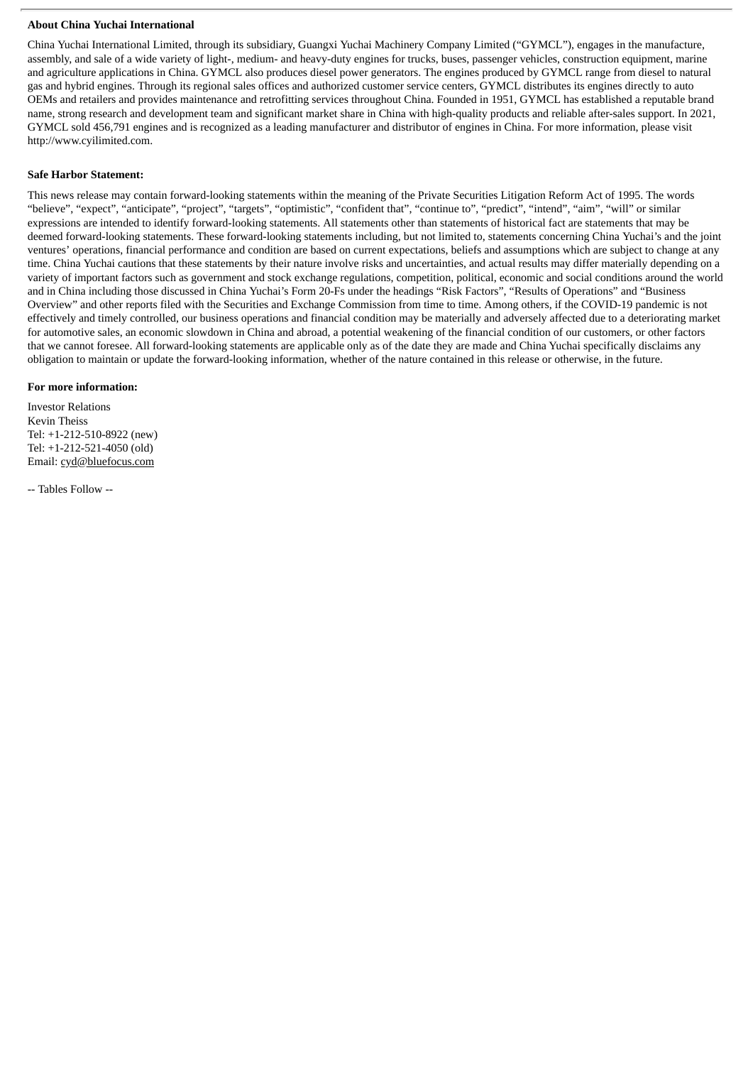**About China Yuchai International**

China Yuchai International Limited, through its subsidiary, Guangxi Yuchai Machinery Company Limited ("GYMCL"), engages in the manufacture, assembly, and sale of a wide variety of light-, medium- and heavy-duty engines for trucks, buses, passenger vehicles, construction equipment, marine and agriculture applications in China. GYMCL also produces diesel power generators. The engines produced by GYMCL range from diesel to natural gas and hybrid engines. Through its regional sales offices and authorized customer service centers, GYMCL distributes its engines directly to auto OEMs and retailers and provides maintenance and retrofitting services throughout China. Founded in 1951, GYMCL has established a reputable brand name, strong research and development team and significant market share in China with high-quality products and reliable after-sales support. In 2021, GYMCL sold 456,791 engines and is recognized as a leading manufacturer and distributor of engines in China. For more information, please visit http://www.cyilimited.com.

**Safe Harbor Statement:**

This news release may contain forward-looking statements within the meaning of the Private Securities Litigation Reform Act of 1995. The words "believe", "expect", "anticipate", "project", "targets", "optimistic", "confident that", "continue to", "predict", "intend", "aim", "will" or similar expressions are intended to identify forward-looking statements. All statements other than statements of historical fact are statements that may be deemed forward-looking statements. These forward-looking statements including, but not limited to, statements concerning China Yuchai's and the joint ventures' operations, financial performance and condition are based on current expectations, beliefs and assumptions which are subject to change at any time. China Yuchai cautions that these statements by their nature involve risks and uncertainties, and actual results may differ materially depending on a variety of important factors such as government and stock exchange regulations, competition, political, economic and social conditions around the world and in China including those discussed in China Yuchai's Form 20-Fs under the headings "Risk Factors", "Results of Operations" and "Business Overview" and other reports filed with the Securities and Exchange Commission from time to time. Among others, if the COVID-19 pandemic is not effectively and timely controlled, our business operations and financial condition may be materially and adversely affected due to a deteriorating market for automotive sales, an economic slowdown in China and abroad, a potential weakening of the financial condition of our customers, or other factors that we cannot foresee. All forward-looking statements are applicable only as of the date they are made and China Yuchai specifically disclaims any obligation to maintain or update the forward-looking information, whether of the nature contained in this release or otherwise, in the future.

**For more information:**

Investor Relations
Kevin Theiss
Tel: +1-212-510-8922 (new)
Tel: +1-212-521-4050 (old)
Email: cyd@bluefocus.com

-- Tables Follow --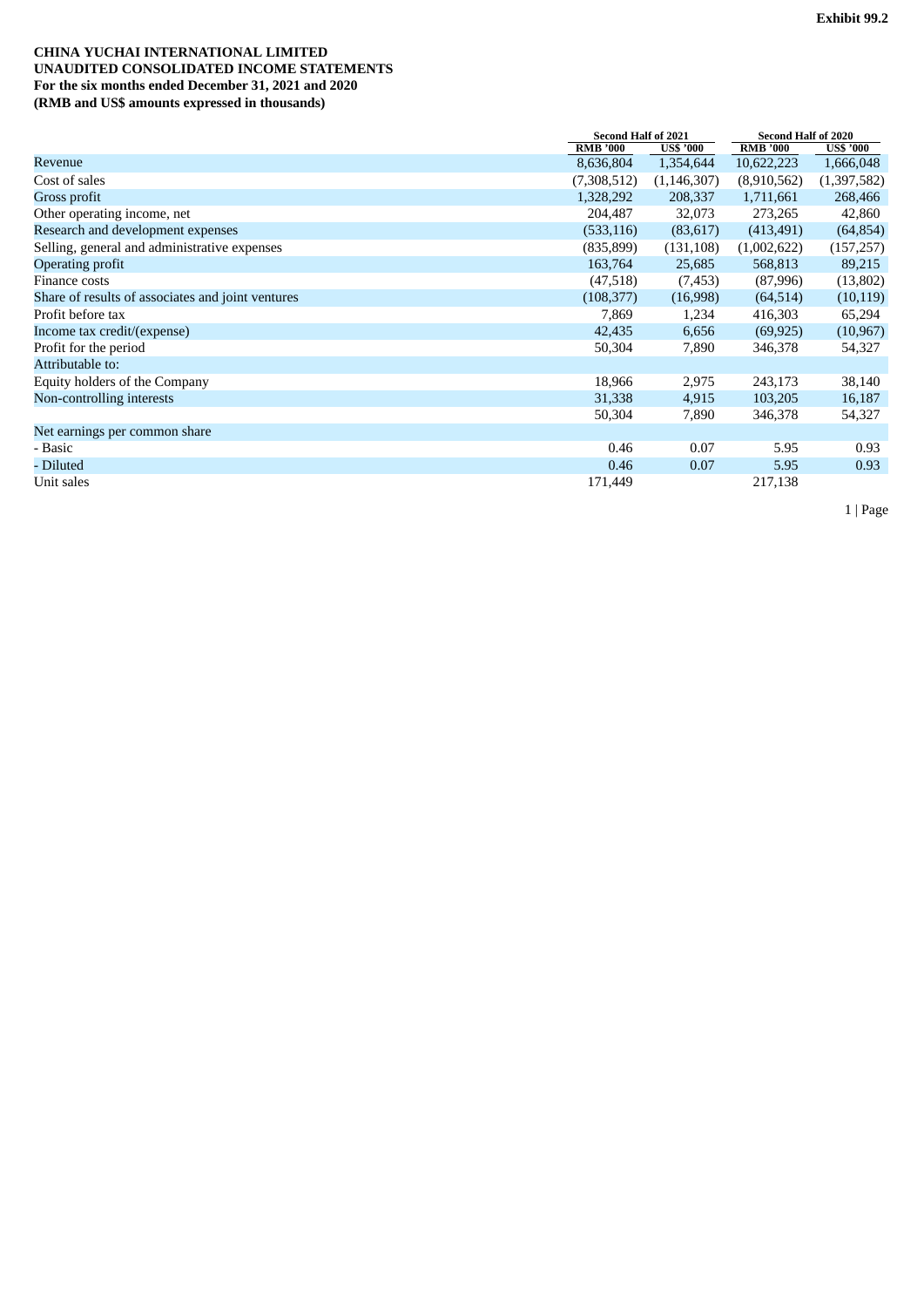Exhibit 99.2

**CHINA YUCHAI INTERNATIONAL LIMITED**
**UNAUDITED CONSOLIDATED INCOME STATEMENTS**
**For the six months ended December 31, 2021 and 2020**
**(RMB and US$ amounts expressed in thousands)**

| | Second Half of 2021 | | Second Half of 2020 | |
|---|---|---|---|---|
| | RMB '000 | US$ '000 | RMB '000 | US$ '000 |
| Revenue | 8,636,804 | 1,354,644 | 10,622,223 | 1,666,048 |
| Cost of sales | (7,308,512) | (1,146,307) | (8,910,562) | (1,397,582) |
| Gross profit | 1,328,292 | 208,337 | 1,711,661 | 268,466 |
| Other operating income, net | 204,487 | 32,073 | 273,265 | 42,860 |
| Research and development expenses | (533,116) | (83,617) | (413,491) | (64,854) |
| Selling, general and administrative expenses | (835,899) | (131,108) | (1,002,622) | (157,257) |
| Operating profit | 163,764 | 25,685 | 568,813 | 89,215 |
| Finance costs | (47,518) | (7,453) | (87,996) | (13,802) |
| Share of results of associates and joint ventures | (108,377) | (16,998) | (64,514) | (10,119) |
| Profit before tax | 7,869 | 1,234 | 416,303 | 65,294 |
| Income tax credit/(expense) | 42,435 | 6,656 | (69,925) | (10,967) |
| Profit for the period | 50,304 | 7,890 | 346,378 | 54,327 |
| Attributable to: | | | | |
| Equity holders of the Company | 18,966 | 2,975 | 243,173 | 38,140 |
| Non-controlling interests | 31,338 | 4,915 | 103,205 | 16,187 |
| | 50,304 | 7,890 | 346,378 | 54,327 |
| Net earnings per common share | | | | |
| - Basic | 0.46 | 0.07 | 5.95 | 0.93 |
| - Diluted | 0.46 | 0.07 | 5.95 | 0.93 |
| Unit sales | 171,449 | | 217,138 | |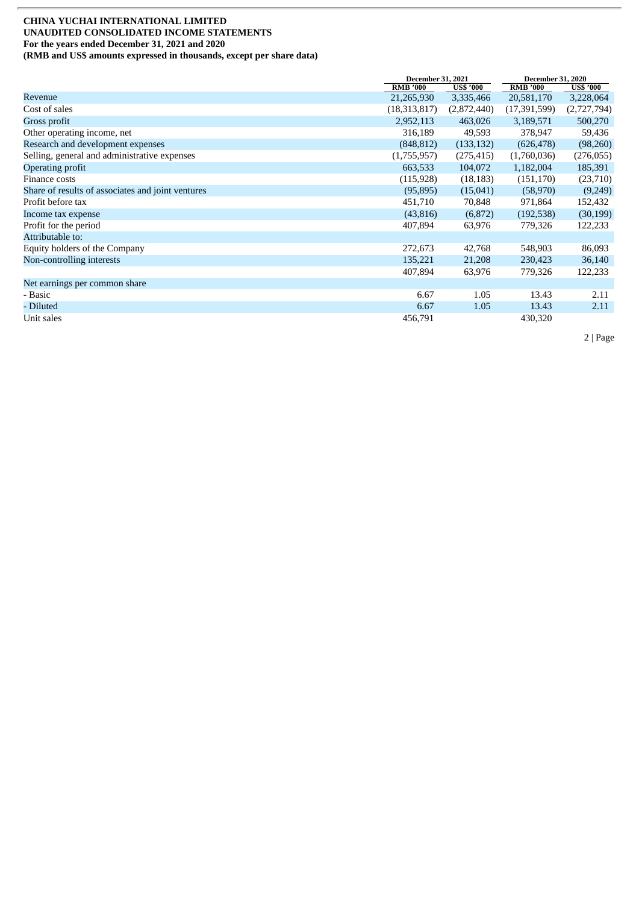**CHINA YUCHAI INTERNATIONAL LIMITED**
**UNAUDITED CONSOLIDATED INCOME STATEMENTS**
**For the years ended December 31, 2021 and 2020**
**(RMB and US$ amounts expressed in thousands, except per share data)**

| | December 31, 2021 | | December 31, 2020 | |
|---|---|---|---|---|
| | RMB '000 | US$ '000 | RMB '000 | US$ '000 |
| Revenue | 21,265,930 | 3,335,466 | 20,581,170 | 3,228,064 |
| Cost of sales | (18,313,817) | (2,872,440) | (17,391,599) | (2,727,794) |
| Gross profit | 2,952,113 | 463,026 | 3,189,571 | 500,270 |
| Other operating income, net | 316,189 | 49,593 | 378,947 | 59,436 |
| Research and development expenses | (848,812) | (133,132) | (626,478) | (98,260) |
| Selling, general and administrative expenses | (1,755,957) | (275,415) | (1,760,036) | (276,055) |
| Operating profit | 663,533 | 104,072 | 1,182,004 | 185,391 |
| Finance costs | (115,928) | (18,183) | (151,170) | (23,710) |
| Share of results of associates and joint ventures | (95,895) | (15,041) | (58,970) | (9,249) |
| Profit before tax | 451,710 | 70,848 | 971,864 | 152,432 |
| Income tax expense | (43,816) | (6,872) | (192,538) | (30,199) |
| Profit for the period | 407,894 | 63,976 | 779,326 | 122,233 |
| Attributable to: | | | | |
| Equity holders of the Company | 272,673 | 42,768 | 548,903 | 86,093 |
| Non-controlling interests | 135,221 | 21,208 | 230,423 | 36,140 |
| | 407,894 | 63,976 | 779,326 | 122,233 |
| Net earnings per common share | | | | |
| - Basic | 6.67 | 1.05 | 13.43 | 2.11 |
| - Diluted | 6.67 | 1.05 | 13.43 | 2.11 |
| Unit sales | 456,791 | | 430,320 | |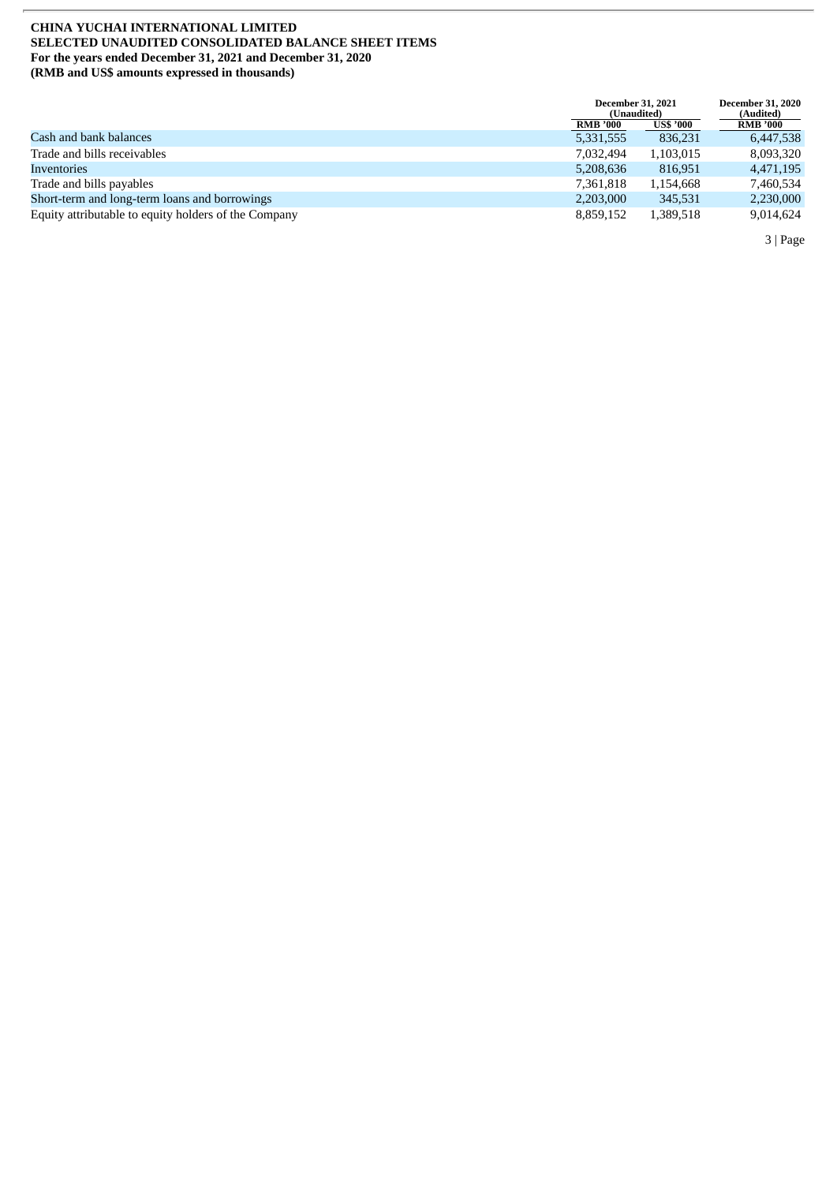**CHINA YUCHAI INTERNATIONAL LIMITED**
**SELECTED UNAUDITED CONSOLIDATED BALANCE SHEET ITEMS**
**For the years ended December 31, 2021 and December 31, 2020**
**(RMB and US$ amounts expressed in thousands)**

| | December 31, 2021 (Unaudited) | | December 31, 2020 (Audited) |
|---|---|---|---|
| | RMB '000 | US$ '000 | RMB '000 |
| Cash and bank balances | 5,331,555 | 836,231 | 6,447,538 |
| Trade and bills receivables | 7,032,494 | 1,103,015 | 8,093,320 |
| Inventories | 5,208,636 | 816,951 | 4,471,195 |
| Trade and bills payables | 7,361,818 | 1,154,668 | 7,460,534 |
| Short-term and long-term loans and borrowings | 2,203,000 | 345,531 | 2,230,000 |
| Equity attributable to equity holders of the Company | 8,859,152 | 1,389,518 | 9,014,624 |